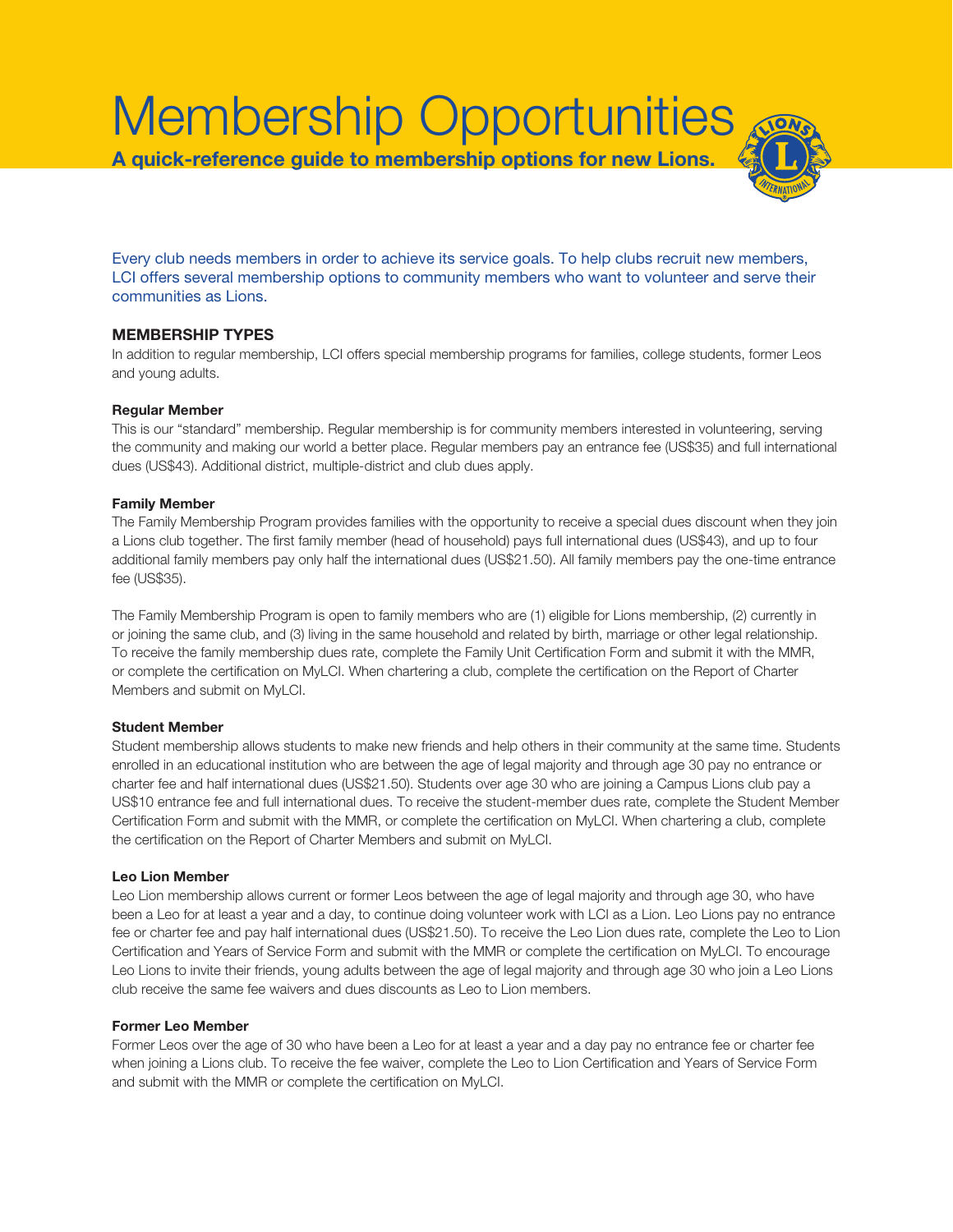# Membership Opportunities

**A quick-reference guide to membership options for new Lions.**

Every club needs members in order to achieve its service goals. To help clubs recruit new members, LCI offers several membership options to community members who want to volunteer and serve their communities as Lions.

## MEMBERSHIP TYPES

In addition to regular membership, LCI offers special membership programs for families, college students, former Leos and young adults.

### Regular Member

This is our "standard" membership. Regular membership is for community members interested in volunteering, serving the community and making our world a better place. Regular members pay an entrance fee (US$35) and full international dues (US$43). Additional district, multiple-district and club dues apply.

### Family Member

The Family Membership Program provides families with the opportunity to receive a special dues discount when they join a Lions club together. The first family member (head of household) pays full international dues (US$43), and up to four additional family members pay only half the international dues (US$21.50). All family members pay the one-time entrance fee (US$35).

The Family Membership Program is open to family members who are (1) eligible for Lions membership, (2) currently in or joining the same club, and (3) living in the same household and related by birth, marriage or other legal relationship. To receive the family membership dues rate, complete the Family Unit Certification Form and submit it with the MMR, or complete the certification on MyLCI. When chartering a club, complete the certification on the Report of Charter Members and submit on MyLCI.

### Student Member

Student membership allows students to make new friends and help others in their community at the same time. Students enrolled in an educational institution who are between the age of legal majority and through age 30 pay no entrance or charter fee and half international dues (US$21.50). Students over age 30 who are joining a Campus Lions club pay a US$10 entrance fee and full international dues. To receive the student-member dues rate, complete the Student Member Certification Form and submit with the MMR, or complete the certification on MyLCI. When chartering a club, complete the certification on the Report of Charter Members and submit on MyLCI.

### Leo Lion Member

Leo Lion membership allows current or former Leos between the age of legal majority and through age 30, who have been a Leo for at least a year and a day, to continue doing volunteer work with LCI as a Lion. Leo Lions pay no entrance fee or charter fee and pay half international dues (US$21.50). To receive the Leo Lion dues rate, complete the Leo to Lion Certification and Years of Service Form and submit with the MMR or complete the certification on MyLCI. To encourage Leo Lions to invite their friends, young adults between the age of legal majority and through age 30 who join a Leo Lions club receive the same fee waivers and dues discounts as Leo to Lion members.

### Former Leo Member

Former Leos over the age of 30 who have been a Leo for at least a year and a day pay no entrance fee or charter fee when joining a Lions club. To receive the fee waiver, complete the Leo to Lion Certification and Years of Service Form and submit with the MMR or complete the certification on MyLCI.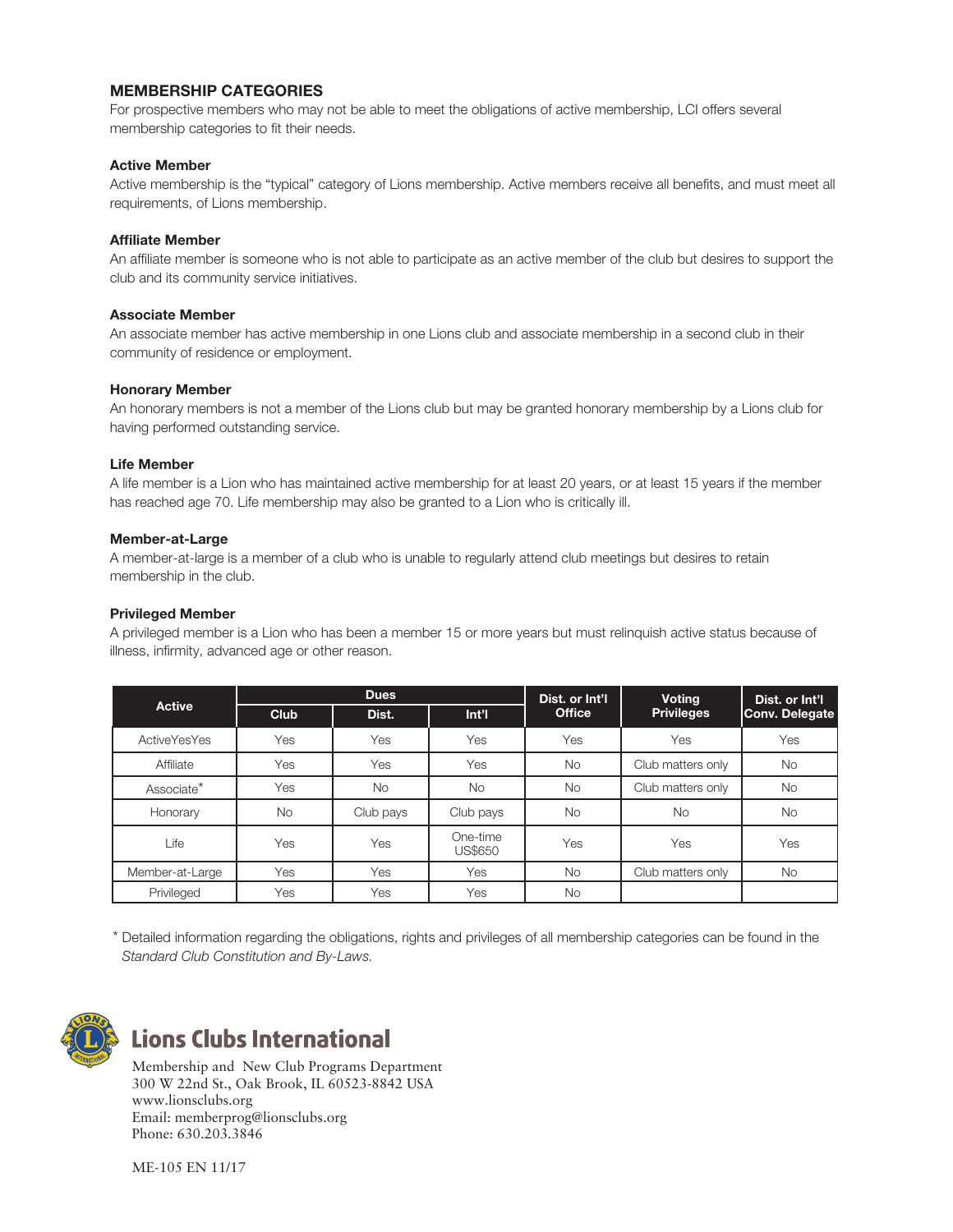## MEMBERSHIP CATEGORIES

For prospective members who may not be able to meet the obligations of active membership, LCI offers several membership categories to fit their needs.

**Active Member**

Active membership is the "typical" category of Lions membership. Active members receive all benefits, and must meet all requirements, of Lions membership.

**Affiliate Member**

An affiliate member is someone who is not able to participate as an active member of the club but desires to support the club and its community service initiatives.

**Associate Member**

An associate member has active membership in one Lions club and associate membership in a second club in their community of residence or employment.

**Honorary Member**

An honorary members is not a member of the Lions club but may be granted honorary membership by a Lions club for having performed outstanding service.

**Life Member**

A life member is a Lion who has maintained active membership for at least 20 years, or at least 15 years if the member has reached age 70. Life membership may also be granted to a Lion who is critically ill.

**Member-at-Large**

A member-at-large is a member of a club who is unable to regularly attend club meetings but desires to retain membership in the club.

**Privileged Member**

A privileged member is a Lion who has been a member 15 or more years but must relinquish active status because of illness, infirmity, advanced age or other reason.

| Active | Dues | | | Dist. or Int'l Office | Voting Privileges | Dist. or Int'l Conv. Delegate |
|---|---|---|---|---|---|---|
| | Club | Dist. | Int'l | | | |
| ActiveYesYes | Yes | Yes | Yes | Yes | Yes | Yes |
| Affiliate | Yes | Yes | Yes | No | Club matters only | No |
| Associate* | Yes | No | No | No | Club matters only | No |
| Honorary | No | Club pays | Club pays | No | No | No |
| Life | Yes | Yes | One-time US$650 | Yes | Yes | Yes |
| Member-at-Large | Yes | Yes | Yes | No | Club matters only | No |
| Privileged | Yes | Yes | Yes | No | | |

* Detailed information regarding the obligations, rights and privileges of all membership categories can be found in the *Standard Club Constitution and By-Laws.*

**Lions Clubs International**

Membership and New Club Programs Department
300 W 22nd St., Oak Brook, IL 60523-8842 USA
www.lionsclubs.org
Email: memberprog@lionsclubs.org
Phone: 630.203.3846

ME-105 EN 11/17